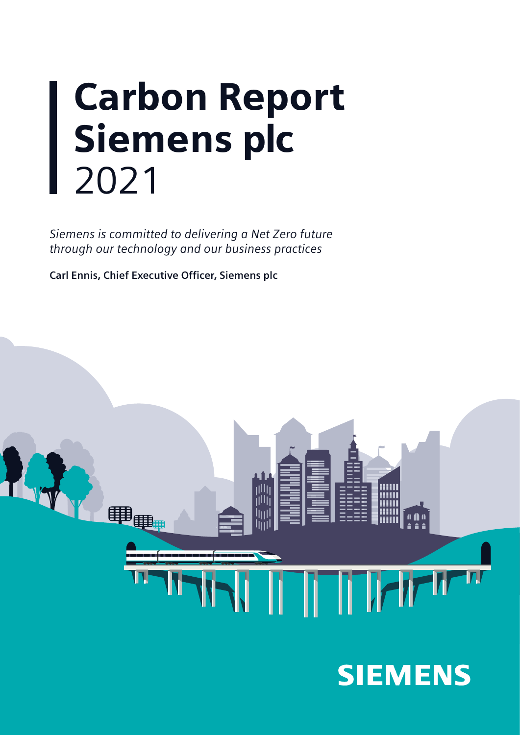# Carbon Report Siemens plc 2021

*Siemens is committed to delivering a Net Zero future through our technology and our business practices*

**Carl Ennis, Chief Executive Officer, Siemens plc**

SIEMENS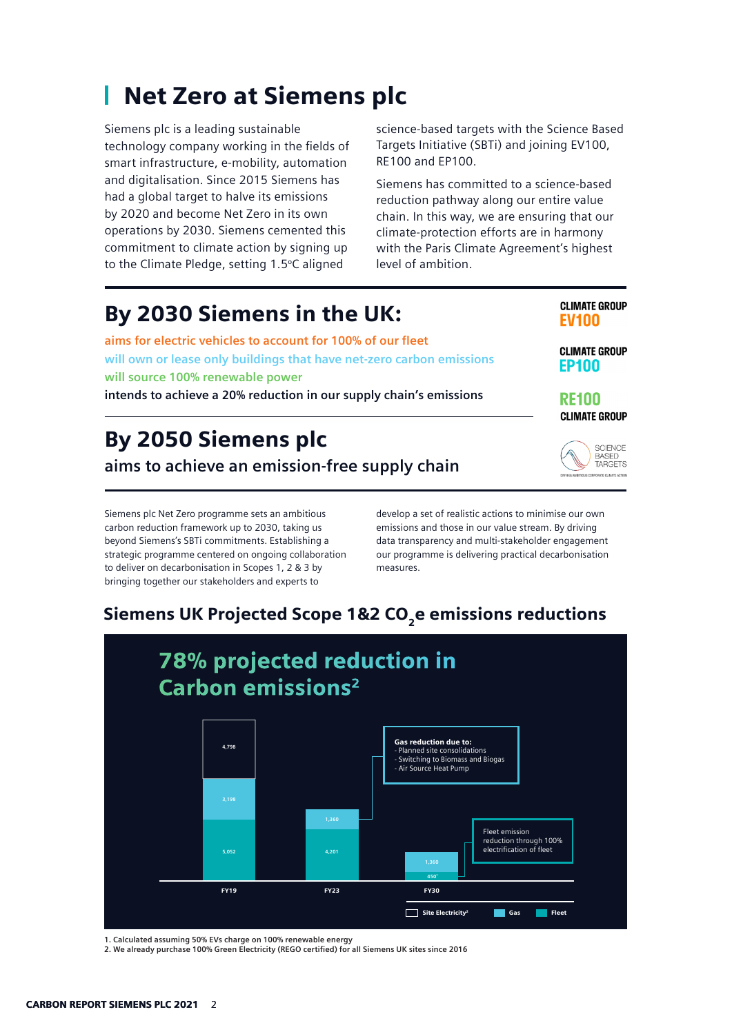# Net Zero at Siemens plc

Siemens plc is a leading sustainable technology company working in the fields of smart infrastructure, e-mobility, automation and digitalisation. Since 2015 Siemens has had a global target to halve its emissions by 2020 and become Net Zero in its own operations by 2030. Siemens cemented this commitment to climate action by signing up to the Climate Pledge, setting 1.5ºC aligned science-based targets with the Science Based Targets Initiative (SBTi) and joining EV100, RE100 and EP100.

Siemens has committed to a science-based reduction pathway along our entire value chain. In this way, we are ensuring that our climate-protection efforts are in harmony with the Paris Climate Agreement's highest level of ambition.

## By 2030 Siemens in the UK:

aims for electric vehicles to account for 100% of our fleet

will own or lease only buildings that have net-zero carbon emissions

will source 100% renewable power

**intends to achieve a 20% reduction in our supply chain's emissions**

CLIMATE GROUP EV100

CLIMATE GROUP EP100

RE100 CLIMATE GROUP

SCIENCE BASED TARGETS

## By 2050 Siemens plc

**aims to achieve an emission-free supply chain**

Siemens plc Net Zero programme sets an ambitious carbon reduction framework up to 2030, taking us beyond Siemens's SBTi commitments. Establishing a strategic programme centered on ongoing collaboration to deliver on decarbonisation in Scopes 1, 2 & 3 by bringing together our stakeholders and experts to develop a set of realistic actions to minimise our own emissions and those in our value stream. By driving data transparency and multi-stakeholder engagement our programme is delivering practical decarbonisation measures.

## Siemens UK Projected Scope 1&2 $CO_2e$ emissions reductions

**78% projected reduction in Carbon emissions[2]**

| | Site Electricity[2] | Gas | Fleet |
|---|---|---|---|
| FY19 | 4,798 | 3,198 | 5,052 |
| FY23 | | 1,360 | 4,201 |
| FY30 | | 1,360 | 450[1] |

**Gas reduction due to:**
- Planned site consolidations
- Switching to Biomass and Biogas
- Air Source Heat Pump

Fleet emission reduction through 100% electrification of fleet

1. Calculated assuming 50% EVs charge on 100% renewable energy
2. We already purchase 100% Green Electricity (REGO certified) for all Siemens UK sites since 2016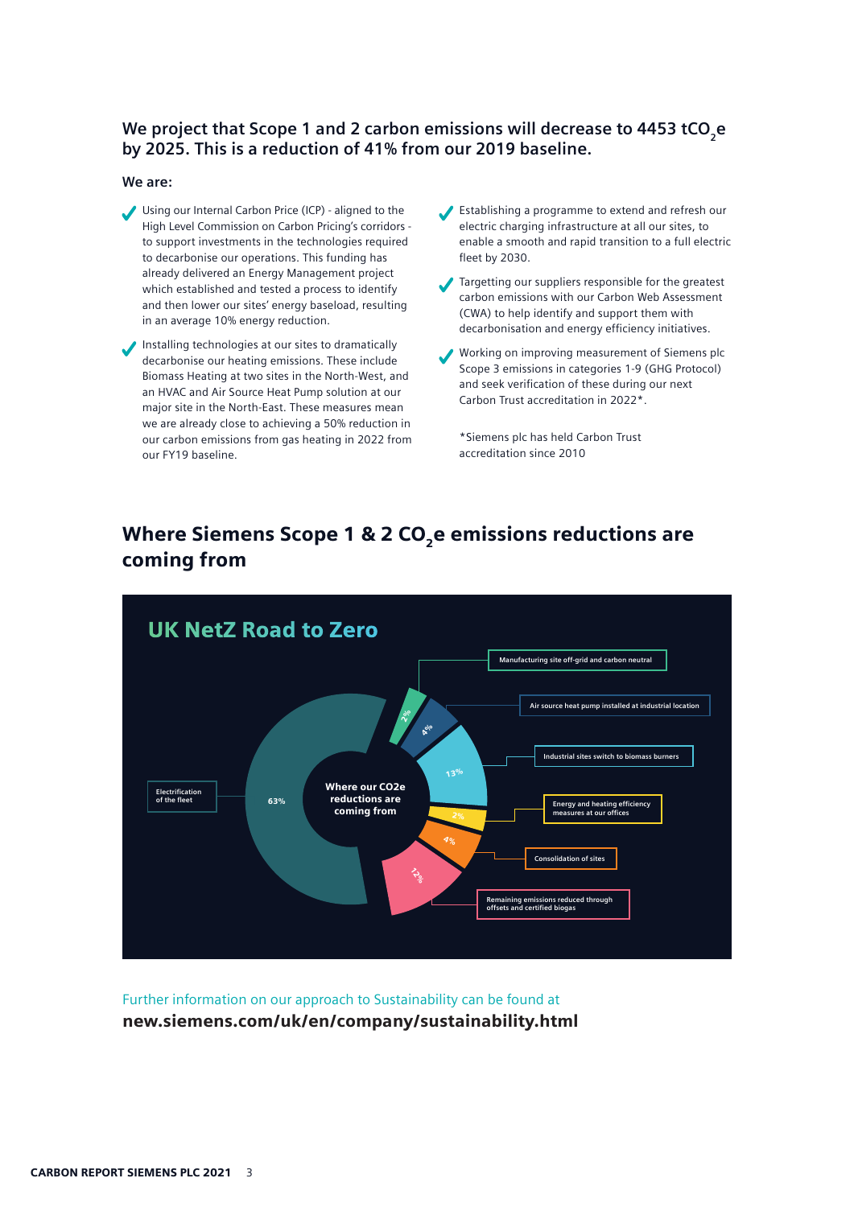**We project that Scope 1 and 2 carbon emissions will decrease to 4453 $tCO_2e$ by 2025. This is a reduction of 41% from our 2019 baseline.**

**We are:**

- Using our Internal Carbon Price (ICP) - aligned to the High Level Commission on Carbon Pricing's corridors - to support investments in the technologies required to decarbonise our operations. This funding has already delivered an Energy Management project which established and tested a process to identify and then lower our sites' energy baseload, resulting in an average 10% energy reduction.
- Installing technologies at our sites to dramatically decarbonise our heating emissions. These include Biomass Heating at two sites in the North-West, and an HVAC and Air Source Heat Pump solution at our major site in the North-East. These measures mean we are already close to achieving a 50% reduction in our carbon emissions from gas heating in 2022 from our FY19 baseline.
- Establishing a programme to extend and refresh our electric charging infrastructure at all our sites, to enable a smooth and rapid transition to a full electric fleet by 2030.
- Targetting our suppliers responsible for the greatest carbon emissions with our Carbon Web Assessment (CWA) to help identify and support them with decarbonisation and energy efficiency initiatives.
- Working on improving measurement of Siemens plc Scope 3 emissions in categories 1-9 (GHG Protocol) and seek verification of these during our next Carbon Trust accreditation in 2022*.

*Siemens plc has held Carbon Trust accreditation since 2010

## Where Siemens Scope 1 & 2 $CO_2e$ emissions reductions are coming from

### UK NetZ Road to Zero

Where our CO2e reductions are coming from

| Source | Share |
|---|---|
| Electrification of the fleet | 63% |
| Manufacturing site off-grid and carbon neutral | 2% |
| Air source heat pump installed at industrial location | 4% |
| Industrial sites switch to biomass burners | 13% |
| Energy and heating efficiency measures at our offices | 2% |
| Consolidation of sites | 4% |
| Remaining emissions reduced through offsets and certified biogas | 12% |

Further information on our approach to Sustainability can be found at
**new.siemens.com/uk/en/company/sustainability.html**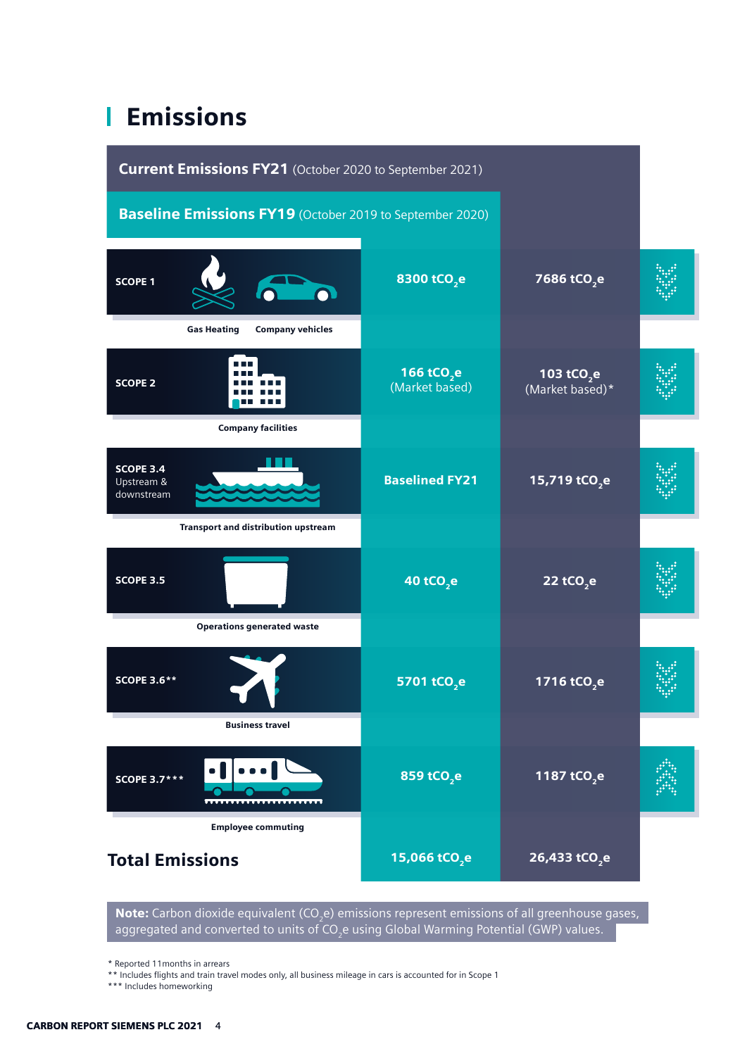# Emissions

| | Baseline Emissions FY19 (October 2019 to September 2020) | Current Emissions FY21 (October 2020 to September 2021) |
|---|---|---|
| **SCOPE 1** – Gas Heating, Company vehicles | 8300 $tCO_2e$ | 7686 $tCO_2e$ |
| **SCOPE 2** – Company facilities | 166 $tCO_2e$ (Market based) | 103 $tCO_2e$ (Market based)* |
| **SCOPE 3.4** Upstream & downstream – Transport and distribution upstream | Baselined FY21 | 15,719 $tCO_2e$ |
| **SCOPE 3.5** – Operations generated waste | 40 $tCO_2e$ | 22 $tCO_2e$ |
| **SCOPE 3.6**\*\* – Business travel | 5701 $tCO_2e$ | 1716 $tCO_2e$ |
| **SCOPE 3.7**\*\*\* – Employee commuting | 859 $tCO_2e$ | 1187 $tCO_2e$ |
| **Total Emissions** | 15,066 $tCO_2e$ | 26,433 $tCO_2e$ |

**Note:** Carbon dioxide equivalent ($CO_2e$) emissions represent emissions of all greenhouse gases, aggregated and converted to units of $CO_2e$ using Global Warming Potential (GWP) values.

\* Reported 11months in arrears
\*\* Includes flights and train travel modes only, all business mileage in cars is accounted for in Scope 1
\*\*\* Includes homeworking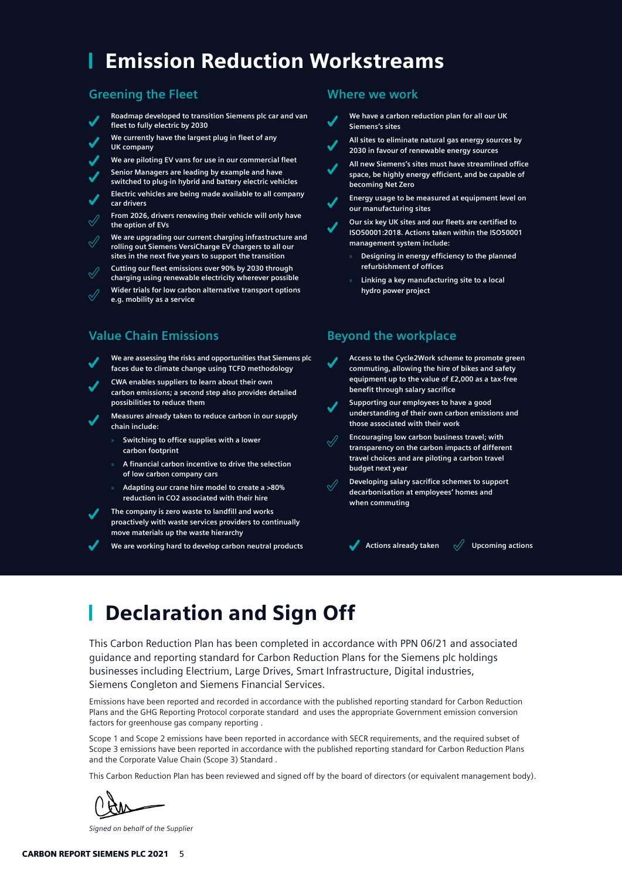# Emission Reduction Workstreams

## Greening the Fleet

- ✓ Roadmap developed to transition Siemens plc car and van fleet to fully electric by 2030
- ✓ We currently have the largest plug in fleet of any UK company
- ✓ We are piloting EV vans for use in our commercial fleet
- ✓ Senior Managers are leading by example and have switched to plug-in hybrid and battery electric vehicles
- ✓ Electric vehicles are being made available to all company car drivers
- ☐✓ From 2026, drivers renewing their vehicle will only have the option of EVs
- ☐✓ We are upgrading our current charging infrastructure and rolling out Siemens VersiCharge EV chargers to all our sites in the next five years to support the transition
- ☐✓ Cutting our fleet emissions over 90% by 2030 through charging using renewable electricity wherever possible
- ☐✓ Wider trials for low carbon alternative transport options e.g. mobility as a service

## Where we work

- ✓ We have a carbon reduction plan for all our UK Siemens's sites
- ✓ All sites to eliminate natural gas energy sources by 2030 in favour of renewable energy sources
- ✓ All new Siemens's sites must have streamlined office space, be highly energy efficient, and be capable of becoming Net Zero
- ✓ Energy usage to be measured at equipment level on our manufacturing sites
- ✓ Our six key UK sites and our fleets are certified to ISO50001:2018. Actions taken within the ISO50001 management system include:
  - Designing in energy efficiency to the planned refurbishment of offices
  - Linking a key manufacturing site to a local hydro power project

## Value Chain Emissions

- ✓ We are assessing the risks and opportunities that Siemens plc faces due to climate change using TCFD methodology
- ✓ CWA enables suppliers to learn about their own carbon emissions; a second step also provides detailed possibilities to reduce them
- ✓ Measures already taken to reduce carbon in our supply chain include:
  - Switching to office supplies with a lower carbon footprint
  - A financial carbon incentive to drive the selection of low carbon company cars
  - Adapting our crane hire model to create a >80% reduction in $CO_2$ associated with their hire
- ✓ The company is zero waste to landfill and works proactively with waste services providers to continually move materials up the waste hierarchy
- ✓ We are working hard to develop carbon neutral products

## Beyond the workplace

- ✓ Access to the Cycle2Work scheme to promote green commuting, allowing the hire of bikes and safety equipment up to the value of £2,000 as a tax-free benefit through salary sacrifice
- ✓ Supporting our employees to have a good understanding of their own carbon emissions and those associated with their work
- ☐✓ Encouraging low carbon business travel; with transparency on the carbon impacts of different travel choices and are piloting a carbon travel budget next year
- ☐✓ Developing salary sacrifice schemes to support decarbonisation at employees' homes and when commuting

✓ Actions already taken ☐✓ Upcoming actions

# Declaration and Sign Off

This Carbon Reduction Plan has been completed in accordance with PPN 06/21 and associated guidance and reporting standard for Carbon Reduction Plans for the Siemens plc holdings businesses including Electrium, Large Drives, Smart Infrastructure, Digital industries, Siemens Congleton and Siemens Financial Services.

Emissions have been reported and recorded in accordance with the published reporting standard for Carbon Reduction Plans and the GHG Reporting Protocol corporate standard and uses the appropriate Government emission conversion factors for greenhouse gas company reporting .

Scope 1 and Scope 2 emissions have been reported in accordance with SECR requirements, and the required subset of Scope 3 emissions have been reported in accordance with the published reporting standard for Carbon Reduction Plans and the Corporate Value Chain (Scope 3) Standard .

This Carbon Reduction Plan has been reviewed and signed off by the board of directors (or equivalent management body).

*Signed on behalf of the Supplier*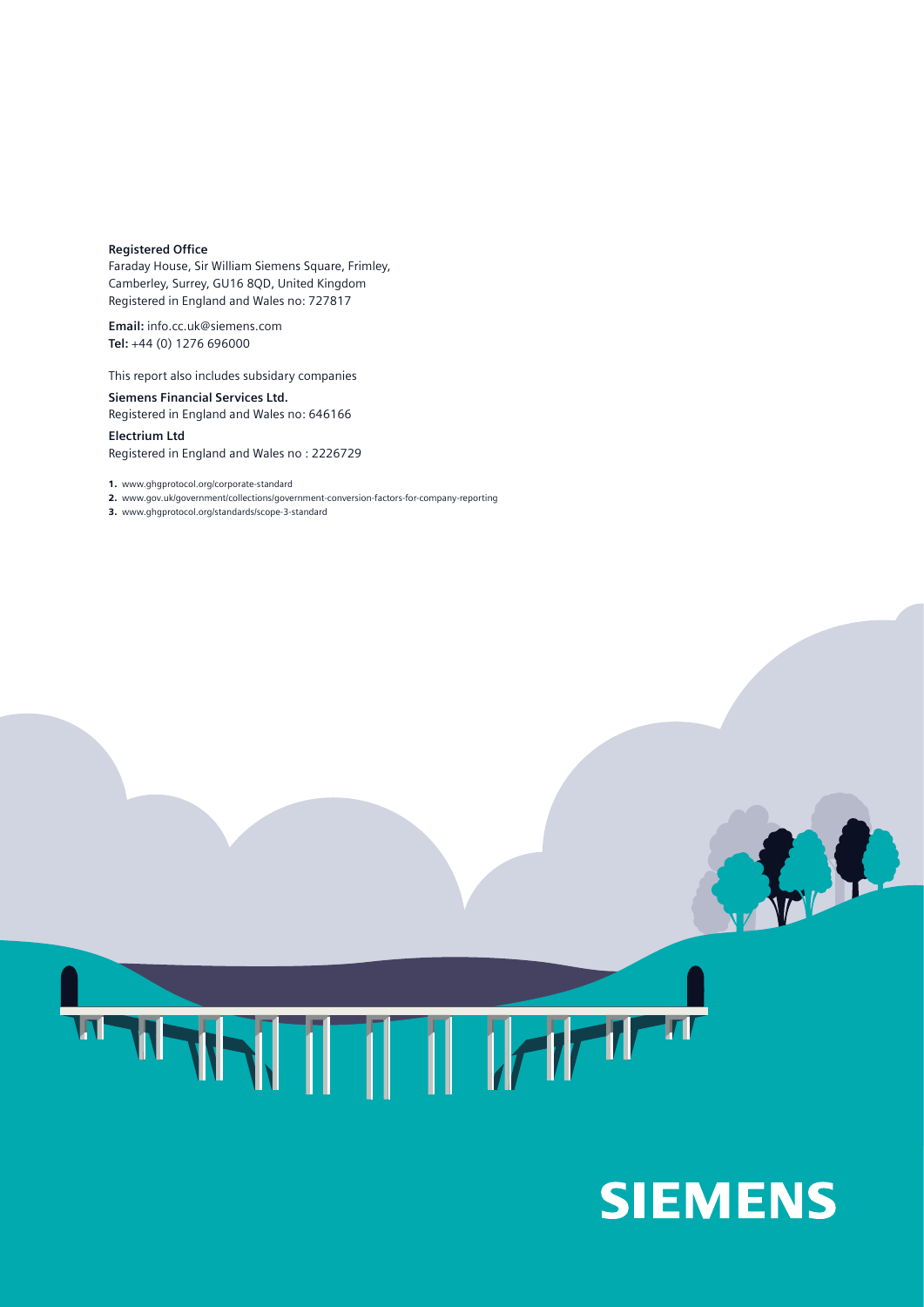**Registered Office**
Faraday House, Sir William Siemens Square, Frimley, Camberley, Surrey, GU16 8QD, United Kingdom
Registered in England and Wales no: 727817

**Email:** info.cc.uk@siemens.com
**Tel:** +44 (0) 1276 696000

This report also includes subsidary companies

**Siemens Financial Services Ltd.**
Registered in England and Wales no: 646166

**Electrium Ltd**
Registered in England and Wales no : 2226729

1. www.ghgprotocol.org/corporate-standard
2. www.gov.uk/government/collections/government-conversion-factors-for-company-reporting
3. www.ghgprotocol.org/standards/scope-3-standard

SIEMENS